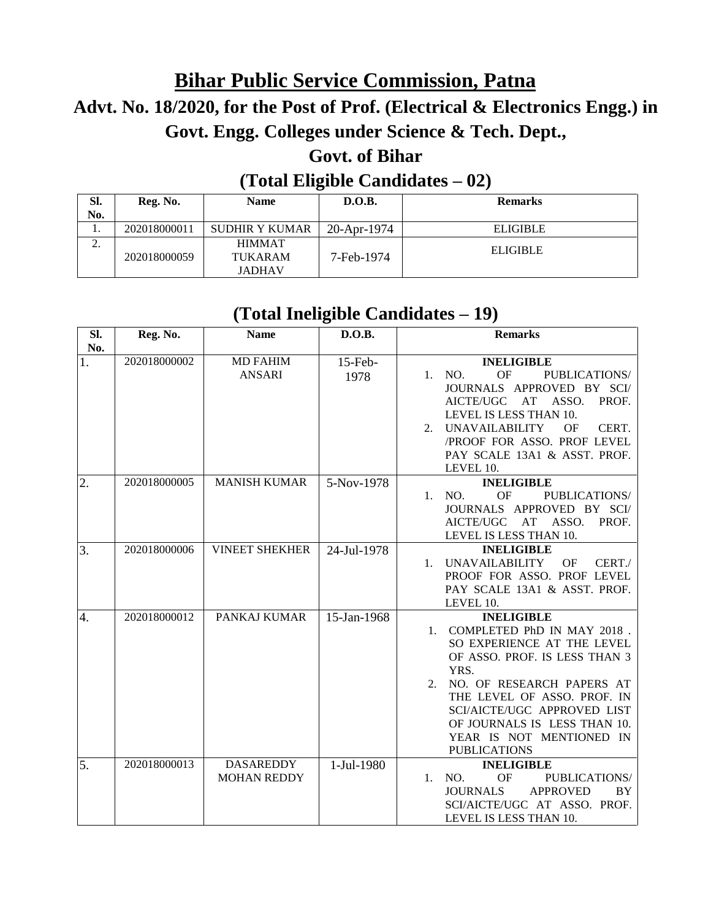# Bihar Public Service Commission, Patna

## Advt. No. 18/2020, for the Post of Prof. (Electrical & Electronics Engg.) in Govt. Engg. Colleges under Science & Tech. Dept., Govt. of Bihar

## (Total Eligible Candidates – 02)

| Sl. No. | Reg. No. | Name | D.O.B. | Remarks |
|---|---|---|---|---|
| 1. | 202018000011 | SUDHIR Y KUMAR | 20-Apr-1974 | ELIGIBLE |
| 2. | 202018000059 | HIMMAT TUKARAM JADHAV | 7-Feb-1974 | ELIGIBLE |

## (Total Ineligible Candidates – 19)

| Sl. No. | Reg. No. | Name | D.O.B. | Remarks |
|---|---|---|---|---|
| 1. | 202018000002 | MD FAHIM ANSARI | 15-Feb-1978 | **INELIGIBLE**<br>1. NO. OF PUBLICATIONS/ JOURNALS APPROVED BY SCI/ AICTE/UGC AT ASSO. PROF. LEVEL IS LESS THAN 10.<br>2. UNAVAILABILITY OF CERT. /PROOF FOR ASSO. PROF LEVEL PAY SCALE 13A1 & ASST. PROF. LEVEL 10. |
| 2. | 202018000005 | MANISH KUMAR | 5-Nov-1978 | **INELIGIBLE**<br>1. NO. OF PUBLICATIONS/ JOURNALS APPROVED BY SCI/ AICTE/UGC AT ASSO. PROF. LEVEL IS LESS THAN 10. |
| 3. | 202018000006 | VINEET SHEKHER | 24-Jul-1978 | **INELIGIBLE**<br>1. UNAVAILABILITY OF CERT./ PROOF FOR ASSO. PROF LEVEL PAY SCALE 13A1 & ASST. PROF. LEVEL 10. |
| 4. | 202018000012 | PANKAJ KUMAR | 15-Jan-1968 | **INELIGIBLE**<br>1. COMPLETED PhD IN MAY 2018 . SO EXPERIENCE AT THE LEVEL OF ASSO. PROF. IS LESS THAN 3 YRS.<br>2. NO. OF RESEARCH PAPERS AT THE LEVEL OF ASSO. PROF. IN SCI/AICTE/UGC APPROVED LIST OF JOURNALS IS LESS THAN 10. YEAR IS NOT MENTIONED IN PUBLICATIONS |
| 5. | 202018000013 | DASAREDDY MOHAN REDDY | 1-Jul-1980 | **INELIGIBLE**<br>1. NO. OF PUBLICATIONS/ JOURNALS APPROVED BY SCI/AICTE/UGC AT ASSO. PROF. LEVEL IS LESS THAN 10. |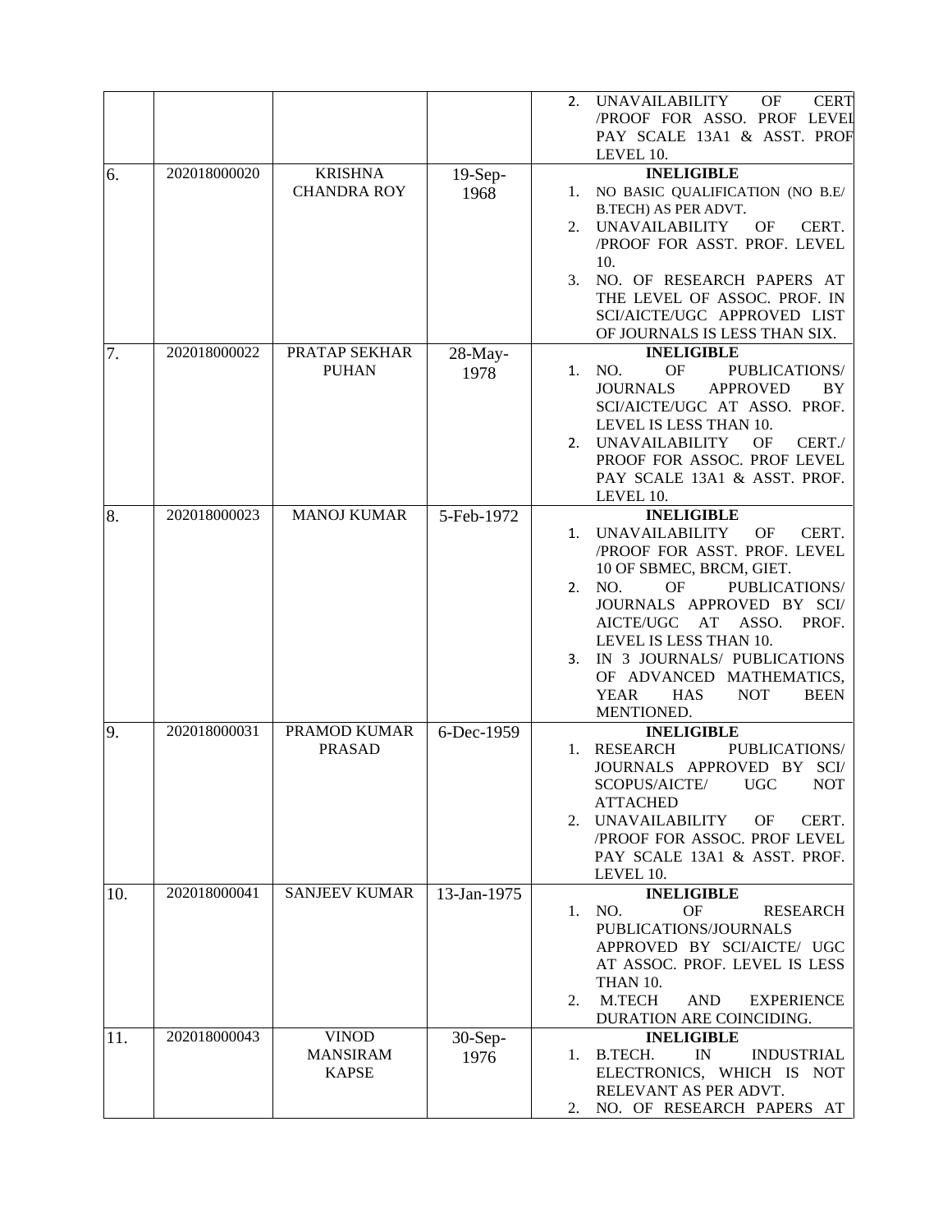|  |  |  |  |  |
|---|---|---|---|---|
|  |  |  |  | 2. UNAVAILABILITY OF CERT /PROOF FOR ASSO. PROF LEVEL PAY SCALE 13A1 & ASST. PROF LEVEL 10. |
| 6. | 202018000020 | KRISHNA CHANDRA ROY | 19-Sep-1968 | **INELIGIBLE**<br>1. NO BASIC QUALIFICATION (NO B.E/ B.TECH) AS PER ADVT.<br>2. UNAVAILABILITY OF CERT. /PROOF FOR ASST. PROF. LEVEL 10.<br>3. NO. OF RESEARCH PAPERS AT THE LEVEL OF ASSOC. PROF. IN SCI/AICTE/UGC APPROVED LIST OF JOURNALS IS LESS THAN SIX. |
| 7. | 202018000022 | PRATAP SEKHAR PUHAN | 28-May-1978 | **INELIGIBLE**<br>1. NO. OF PUBLICATIONS/ JOURNALS APPROVED BY SCI/AICTE/UGC AT ASSO. PROF. LEVEL IS LESS THAN 10.<br>2. UNAVAILABILITY OF CERT./ PROOF FOR ASSOC. PROF LEVEL PAY SCALE 13A1 & ASST. PROF. LEVEL 10. |
| 8. | 202018000023 | MANOJ KUMAR | 5-Feb-1972 | **INELIGIBLE**<br>1. UNAVAILABILITY OF CERT. /PROOF FOR ASST. PROF. LEVEL 10 OF SBMEC, BRCM, GIET.<br>2. NO. OF PUBLICATIONS/ JOURNALS APPROVED BY SCI/ AICTE/UGC AT ASSO. PROF. LEVEL IS LESS THAN 10.<br>3. IN 3 JOURNALS/ PUBLICATIONS OF ADVANCED MATHEMATICS, YEAR HAS NOT BEEN MENTIONED. |
| 9. | 202018000031 | PRAMOD KUMAR PRASAD | 6-Dec-1959 | **INELIGIBLE**<br>1. RESEARCH PUBLICATIONS/ JOURNALS APPROVED BY SCI/ SCOPUS/AICTE/ UGC NOT ATTACHED<br>2. UNAVAILABILITY OF CERT. /PROOF FOR ASSOC. PROF LEVEL PAY SCALE 13A1 & ASST. PROF. LEVEL 10. |
| 10. | 202018000041 | SANJEEV KUMAR | 13-Jan-1975 | **INELIGIBLE**<br>1. NO. OF RESEARCH PUBLICATIONS/JOURNALS APPROVED BY SCI/AICTE/ UGC AT ASSOC. PROF. LEVEL IS LESS THAN 10.<br>2. M.TECH AND EXPERIENCE DURATION ARE COINCIDING. |
| 11. | 202018000043 | VINOD MANSIRAM KAPSE | 30-Sep-1976 | **INELIGIBLE**<br>1. B.TECH. IN INDUSTRIAL ELECTRONICS, WHICH IS NOT RELEVANT AS PER ADVT.<br>2. NO. OF RESEARCH PAPERS AT |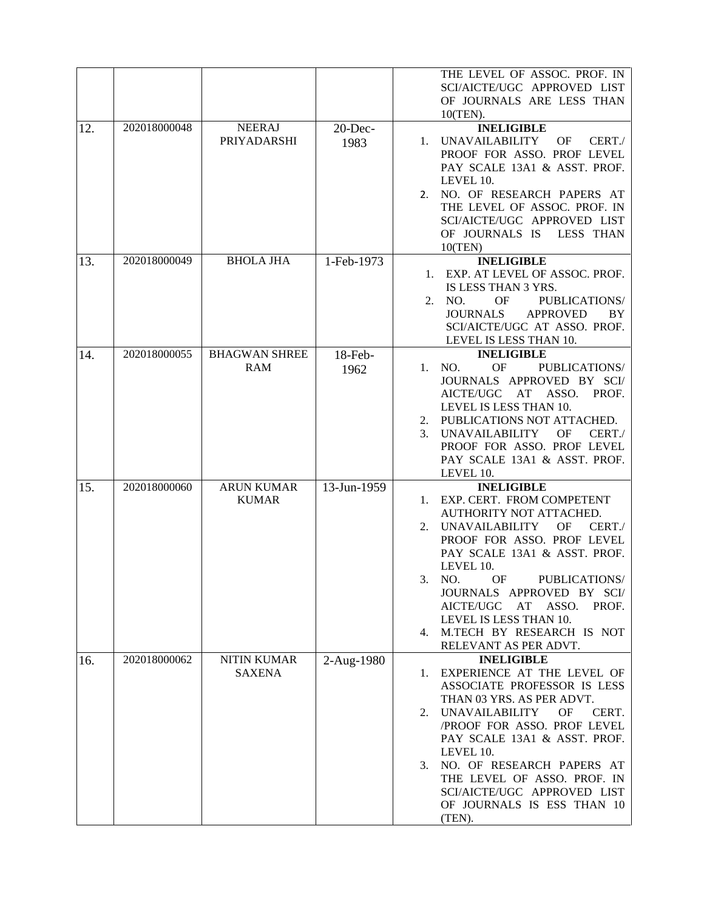| | | | | |
|---|---|---|---|---|
| | | | | THE LEVEL OF ASSOC. PROF. IN SCI/AICTE/UGC APPROVED LIST OF JOURNALS ARE LESS THAN 10(TEN). |
| 12. | 202018000048 | NEERAJ PRIYADARSHI | 20-Dec-1983 | **INELIGIBLE**<br>1. UNAVAILABILITY OF CERT./ PROOF FOR ASSO. PROF LEVEL PAY SCALE 13A1 & ASST. PROF. LEVEL 10.<br>2. NO. OF RESEARCH PAPERS AT THE LEVEL OF ASSOC. PROF. IN SCI/AICTE/UGC APPROVED LIST OF JOURNALS IS LESS THAN 10(TEN) |
| 13. | 202018000049 | BHOLA JHA | 1-Feb-1973 | **INELIGIBLE**<br>1. EXP. AT LEVEL OF ASSOC. PROF. IS LESS THAN 3 YRS.<br>2. NO. OF PUBLICATIONS/ JOURNALS APPROVED BY SCI/AICTE/UGC AT ASSO. PROF. LEVEL IS LESS THAN 10. |
| 14. | 202018000055 | BHAGWAN SHREE RAM | 18-Feb-1962 | **INELIGIBLE**<br>1. NO. OF PUBLICATIONS/ JOURNALS APPROVED BY SCI/ AICTE/UGC AT ASSO. PROF. LEVEL IS LESS THAN 10.<br>2. PUBLICATIONS NOT ATTACHED.<br>3. UNAVAILABILITY OF CERT./ PROOF FOR ASSO. PROF LEVEL PAY SCALE 13A1 & ASST. PROF. LEVEL 10. |
| 15. | 202018000060 | ARUN KUMAR KUMAR | 13-Jun-1959 | **INELIGIBLE**<br>1. EXP. CERT. FROM COMPETENT AUTHORITY NOT ATTACHED.<br>2. UNAVAILABILITY OF CERT./ PROOF FOR ASSO. PROF LEVEL PAY SCALE 13A1 & ASST. PROF. LEVEL 10.<br>3. NO. OF PUBLICATIONS/ JOURNALS APPROVED BY SCI/ AICTE/UGC AT ASSO. PROF. LEVEL IS LESS THAN 10.<br>4. M.TECH BY RESEARCH IS NOT RELEVANT AS PER ADVT. |
| 16. | 202018000062 | NITIN KUMAR SAXENA | 2-Aug-1980 | **INELIGIBLE**<br>1. EXPERIENCE AT THE LEVEL OF ASSOCIATE PROFESSOR IS LESS THAN 03 YRS. AS PER ADVT.<br>2. UNAVAILABILITY OF CERT. /PROOF FOR ASSO. PROF LEVEL PAY SCALE 13A1 & ASST. PROF. LEVEL 10.<br>3. NO. OF RESEARCH PAPERS AT THE LEVEL OF ASSO. PROF. IN SCI/AICTE/UGC APPROVED LIST OF JOURNALS IS ESS THAN 10 (TEN). |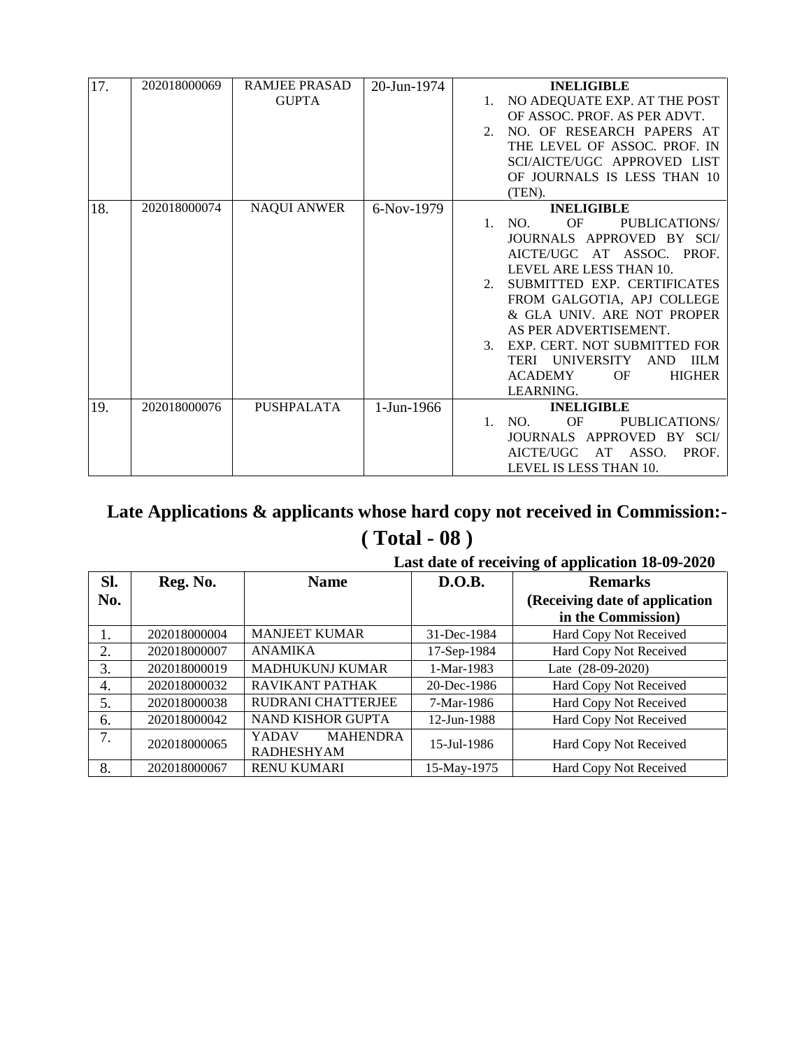| | | | | |
|---|---|---|---|---|
| 17. | 202018000069 | RAMJEE PRASAD GUPTA | 20-Jun-1974 | **INELIGIBLE**<br>1. NO ADEQUATE EXP. AT THE POST OF ASSOC. PROF. AS PER ADVT.<br>2. NO. OF RESEARCH PAPERS AT THE LEVEL OF ASSOC. PROF. IN SCI/AICTE/UGC APPROVED LIST OF JOURNALS IS LESS THAN 10 (TEN). |
| 18. | 202018000074 | NAQUI ANWER | 6-Nov-1979 | **INELIGIBLE**<br>1. NO. OF PUBLICATIONS/ JOURNALS APPROVED BY SCI/ AICTE/UGC AT ASSOC. PROF. LEVEL ARE LESS THAN 10.<br>2. SUBMITTED EXP. CERTIFICATES FROM GALGOTIA, APJ COLLEGE & GLA UNIV. ARE NOT PROPER AS PER ADVERTISEMENT.<br>3. EXP. CERT. NOT SUBMITTED FOR TERI UNIVERSITY AND IILM ACADEMY OF HIGHER LEARNING. |
| 19. | 202018000076 | PUSHPALATA | 1-Jun-1966 | **INELIGIBLE**<br>1. NO. OF PUBLICATIONS/ JOURNALS APPROVED BY SCI/ AICTE/UGC AT ASSO. PROF. LEVEL IS LESS THAN 10. |

## Late Applications & applicants whose hard copy not received in Commission:- ( Total - 08 )

**Last date of receiving of application 18-09-2020**

| Sl. No. | Reg. No. | Name | D.O.B. | Remarks (Receiving date of application in the Commission) |
|---|---|---|---|---|
| 1. | 202018000004 | MANJEET KUMAR | 31-Dec-1984 | Hard Copy Not Received |
| 2. | 202018000007 | ANAMIKA | 17-Sep-1984 | Hard Copy Not Received |
| 3. | 202018000019 | MADHUKUNJ KUMAR | 1-Mar-1983 | Late (28-09-2020) |
| 4. | 202018000032 | RAVIKANT PATHAK | 20-Dec-1986 | Hard Copy Not Received |
| 5. | 202018000038 | RUDRANI CHATTERJEE | 7-Mar-1986 | Hard Copy Not Received |
| 6. | 202018000042 | NAND KISHOR GUPTA | 12-Jun-1988 | Hard Copy Not Received |
| 7. | 202018000065 | YADAV MAHENDRA RADHESHYAM | 15-Jul-1986 | Hard Copy Not Received |
| 8. | 202018000067 | RENU KUMARI | 15-May-1975 | Hard Copy Not Received |